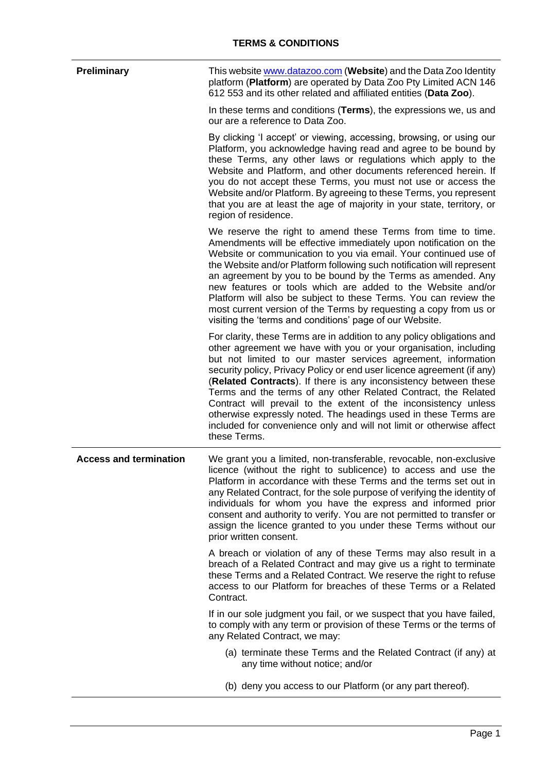# TERMS & CONDITIONS

## Preliminary

This website [www.datazoo.com](www.datazoo.com) (**Website**) and the Data Zoo Identity platform (**Platform**) are operated by Data Zoo Pty Limited ACN 146 612 553 and its other related and affiliated entities (**Data Zoo**).

In these terms and conditions (**Terms**), the expressions we, us and our are a reference to Data Zoo.

By clicking 'I accept' or viewing, accessing, browsing, or using our Platform, you acknowledge having read and agree to be bound by these Terms, any other laws or regulations which apply to the Website and Platform, and other documents referenced herein. If you do not accept these Terms, you must not use or access the Website and/or Platform. By agreeing to these Terms, you represent that you are at least the age of majority in your state, territory, or region of residence.

We reserve the right to amend these Terms from time to time. Amendments will be effective immediately upon notification on the Website or communication to you via email. Your continued use of the Website and/or Platform following such notification will represent an agreement by you to be bound by the Terms as amended. Any new features or tools which are added to the Website and/or Platform will also be subject to these Terms. You can review the most current version of the Terms by requesting a copy from us or visiting the 'terms and conditions' page of our Website.

For clarity, these Terms are in addition to any policy obligations and other agreement we have with you or your organisation, including but not limited to our master services agreement, information security policy, Privacy Policy or end user licence agreement (if any) (**Related Contracts**). If there is any inconsistency between these Terms and the terms of any other Related Contract, the Related Contract will prevail to the extent of the inconsistency unless otherwise expressly noted. The headings used in these Terms are included for convenience only and will not limit or otherwise affect these Terms.

## Access and termination

We grant you a limited, non-transferable, revocable, non-exclusive licence (without the right to sublicence) to access and use the Platform in accordance with these Terms and the terms set out in any Related Contract, for the sole purpose of verifying the identity of individuals for whom you have the express and informed prior consent and authority to verify. You are not permitted to transfer or assign the licence granted to you under these Terms without our prior written consent.

A breach or violation of any of these Terms may also result in a breach of a Related Contract and may give us a right to terminate these Terms and a Related Contract. We reserve the right to refuse access to our Platform for breaches of these Terms or a Related Contract.

If in our sole judgment you fail, or we suspect that you have failed, to comply with any term or provision of these Terms or the terms of any Related Contract, we may:

(a) terminate these Terms and the Related Contract (if any) at any time without notice; and/or

(b) deny you access to our Platform (or any part thereof).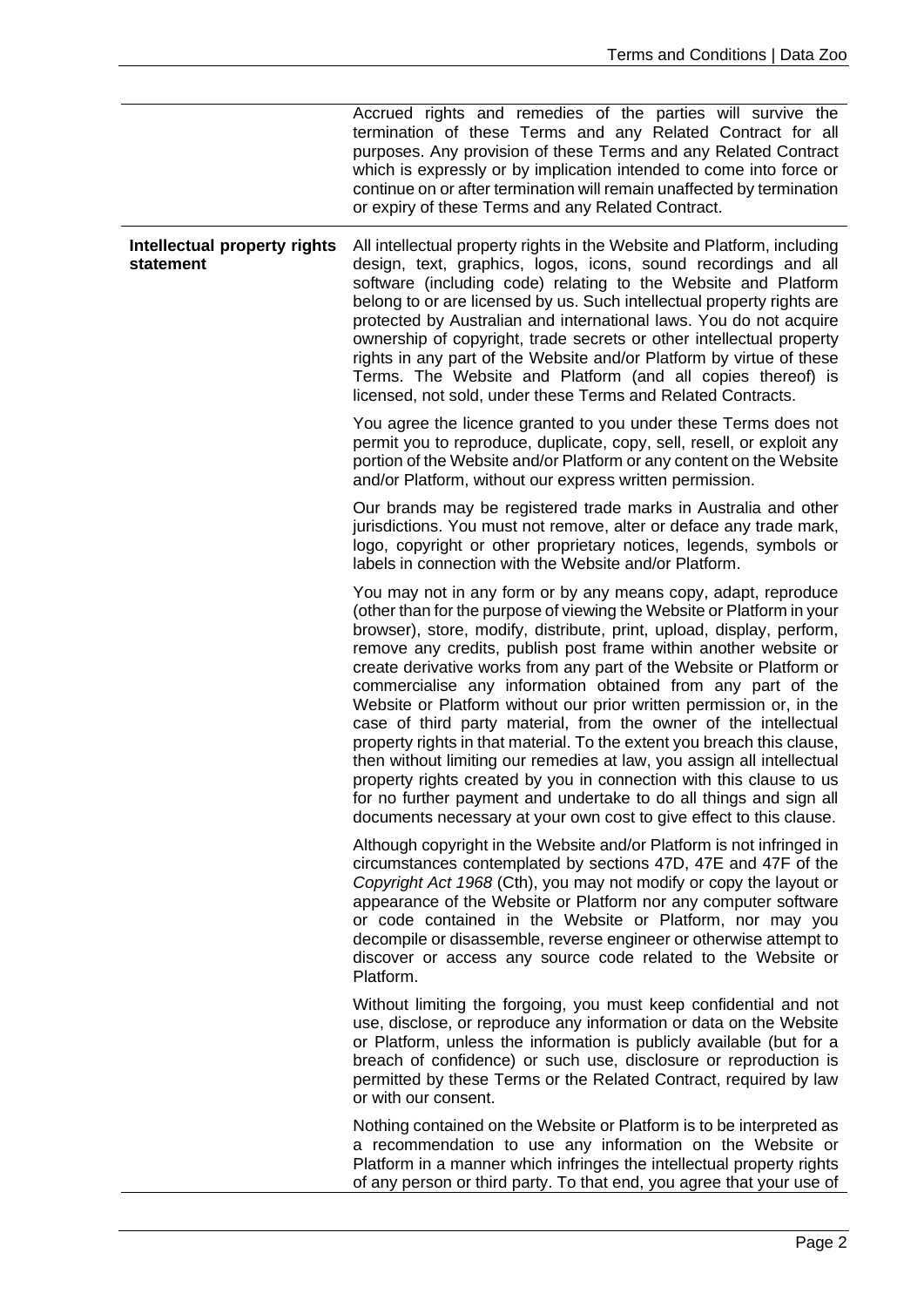Accrued rights and remedies of the parties will survive the termination of these Terms and any Related Contract for all purposes. Any provision of these Terms and any Related Contract which is expressly or by implication intended to come into force or continue on or after termination will remain unaffected by termination or expiry of these Terms and any Related Contract.

**Intellectual property rights statement**

All intellectual property rights in the Website and Platform, including design, text, graphics, logos, icons, sound recordings and all software (including code) relating to the Website and Platform belong to or are licensed by us. Such intellectual property rights are protected by Australian and international laws. You do not acquire ownership of copyright, trade secrets or other intellectual property rights in any part of the Website and/or Platform by virtue of these Terms. The Website and Platform (and all copies thereof) is licensed, not sold, under these Terms and Related Contracts.

You agree the licence granted to you under these Terms does not permit you to reproduce, duplicate, copy, sell, resell, or exploit any portion of the Website and/or Platform or any content on the Website and/or Platform, without our express written permission.

Our brands may be registered trade marks in Australia and other jurisdictions. You must not remove, alter or deface any trade mark, logo, copyright or other proprietary notices, legends, symbols or labels in connection with the Website and/or Platform.

You may not in any form or by any means copy, adapt, reproduce (other than for the purpose of viewing the Website or Platform in your browser), store, modify, distribute, print, upload, display, perform, remove any credits, publish post frame within another website or create derivative works from any part of the Website or Platform or commercialise any information obtained from any part of the Website or Platform without our prior written permission or, in the case of third party material, from the owner of the intellectual property rights in that material. To the extent you breach this clause, then without limiting our remedies at law, you assign all intellectual property rights created by you in connection with this clause to us for no further payment and undertake to do all things and sign all documents necessary at your own cost to give effect to this clause.

Although copyright in the Website and/or Platform is not infringed in circumstances contemplated by sections 47D, 47E and 47F of the *Copyright Act 1968* (Cth), you may not modify or copy the layout or appearance of the Website or Platform nor any computer software or code contained in the Website or Platform, nor may you decompile or disassemble, reverse engineer or otherwise attempt to discover or access any source code related to the Website or Platform.

Without limiting the forgoing, you must keep confidential and not use, disclose, or reproduce any information or data on the Website or Platform, unless the information is publicly available (but for a breach of confidence) or such use, disclosure or reproduction is permitted by these Terms or the Related Contract, required by law or with our consent.

Nothing contained on the Website or Platform is to be interpreted as a recommendation to use any information on the Website or Platform in a manner which infringes the intellectual property rights of any person or third party. To that end, you agree that your use of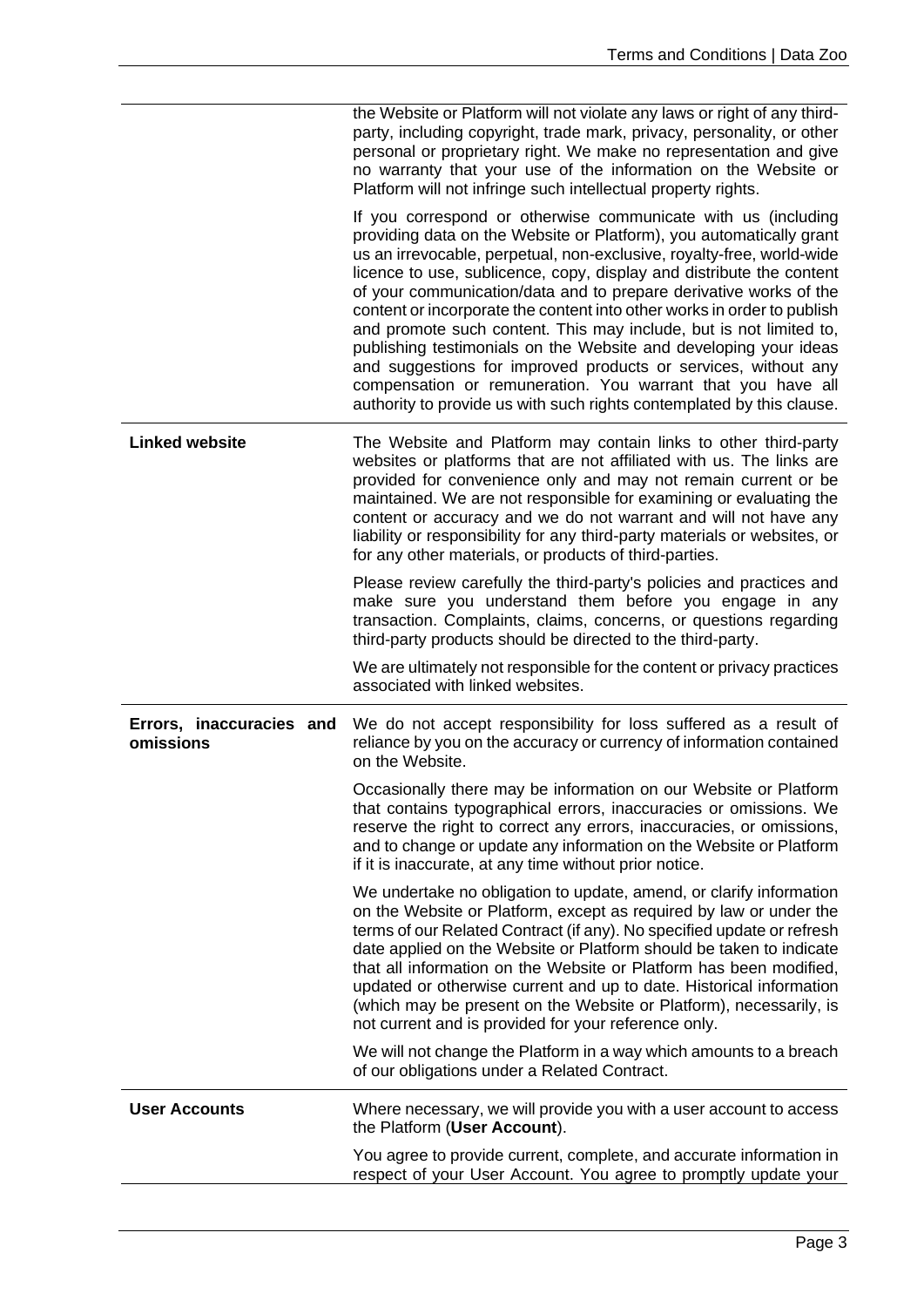| | |
|---|---|
| | the Website or Platform will not violate any laws or right of any third-party, including copyright, trade mark, privacy, personality, or other personal or proprietary right. We make no representation and give no warranty that your use of the information on the Website or Platform will not infringe such intellectual property rights.<br><br>If you correspond or otherwise communicate with us (including providing data on the Website or Platform), you automatically grant us an irrevocable, perpetual, non-exclusive, royalty-free, world-wide licence to use, sublicence, copy, display and distribute the content of your communication/data and to prepare derivative works of the content or incorporate the content into other works in order to publish and promote such content. This may include, but is not limited to, publishing testimonials on the Website and developing your ideas and suggestions for improved products or services, without any compensation or remuneration. You warrant that you have all authority to provide us with such rights contemplated by this clause. |
| **Linked website** | The Website and Platform may contain links to other third-party websites or platforms that are not affiliated with us. The links are provided for convenience only and may not remain current or be maintained. We are not responsible for examining or evaluating the content or accuracy and we do not warrant and will not have any liability or responsibility for any third-party materials or websites, or for any other materials, or products of third-parties.<br><br>Please review carefully the third-party's policies and practices and make sure you understand them before you engage in any transaction. Complaints, claims, concerns, or questions regarding third-party products should be directed to the third-party.<br><br>We are ultimately not responsible for the content or privacy practices associated with linked websites. |
| **Errors, inaccuracies and omissions** | We do not accept responsibility for loss suffered as a result of reliance by you on the accuracy or currency of information contained on the Website.<br><br>Occasionally there may be information on our Website or Platform that contains typographical errors, inaccuracies or omissions. We reserve the right to correct any errors, inaccuracies, or omissions, and to change or update any information on the Website or Platform if it is inaccurate, at any time without prior notice.<br><br>We undertake no obligation to update, amend, or clarify information on the Website or Platform, except as required by law or under the terms of our Related Contract (if any). No specified update or refresh date applied on the Website or Platform should be taken to indicate that all information on the Website or Platform has been modified, updated or otherwise current and up to date. Historical information (which may be present on the Website or Platform), necessarily, is not current and is provided for your reference only.<br><br>We will not change the Platform in a way which amounts to a breach of our obligations under a Related Contract. |
| **User Accounts** | Where necessary, we will provide you with a user account to access the Platform (**User Account**).<br><br>You agree to provide current, complete, and accurate information in respect of your User Account. You agree to promptly update your |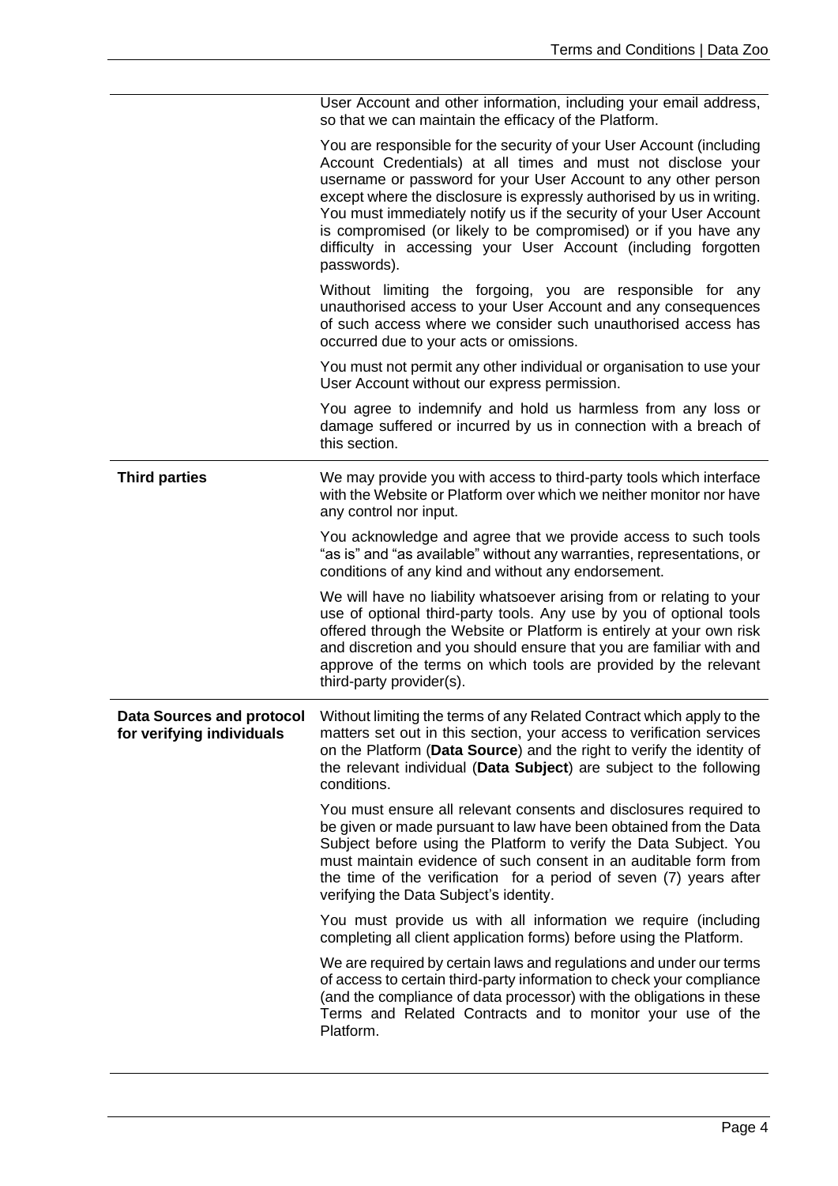| | |
|---|---|
| | User Account and other information, including your email address, so that we can maintain the efficacy of the Platform.<br><br>You are responsible for the security of your User Account (including Account Credentials) at all times and must not disclose your username or password for your User Account to any other person except where the disclosure is expressly authorised by us in writing. You must immediately notify us if the security of your User Account is compromised (or likely to be compromised) or if you have any difficulty in accessing your User Account (including forgotten passwords).<br><br>Without limiting the forgoing, you are responsible for any unauthorised access to your User Account and any consequences of such access where we consider such unauthorised access has occurred due to your acts or omissions.<br><br>You must not permit any other individual or organisation to use your User Account without our express permission.<br><br>You agree to indemnify and hold us harmless from any loss or damage suffered or incurred by us in connection with a breach of this section. |
| **Third parties** | We may provide you with access to third-party tools which interface with the Website or Platform over which we neither monitor nor have any control nor input.<br><br>You acknowledge and agree that we provide access to such tools "as is" and "as available" without any warranties, representations, or conditions of any kind and without any endorsement.<br><br>We will have no liability whatsoever arising from or relating to your use of optional third-party tools. Any use by you of optional tools offered through the Website or Platform is entirely at your own risk and discretion and you should ensure that you are familiar with and approve of the terms on which tools are provided by the relevant third-party provider(s). |
| **Data Sources and protocol for verifying individuals** | Without limiting the terms of any Related Contract which apply to the matters set out in this section, your access to verification services on the Platform (**Data Source**) and the right to verify the identity of the relevant individual (**Data Subject**) are subject to the following conditions.<br><br>You must ensure all relevant consents and disclosures required to be given or made pursuant to law have been obtained from the Data Subject before using the Platform to verify the Data Subject. You must maintain evidence of such consent in an auditable form from the time of the verification for a period of seven (7) years after verifying the Data Subject's identity.<br><br>You must provide us with all information we require (including completing all client application forms) before using the Platform.<br><br>We are required by certain laws and regulations and under our terms of access to certain third-party information to check your compliance (and the compliance of data processor) with the obligations in these Terms and Related Contracts and to monitor your use of the Platform. |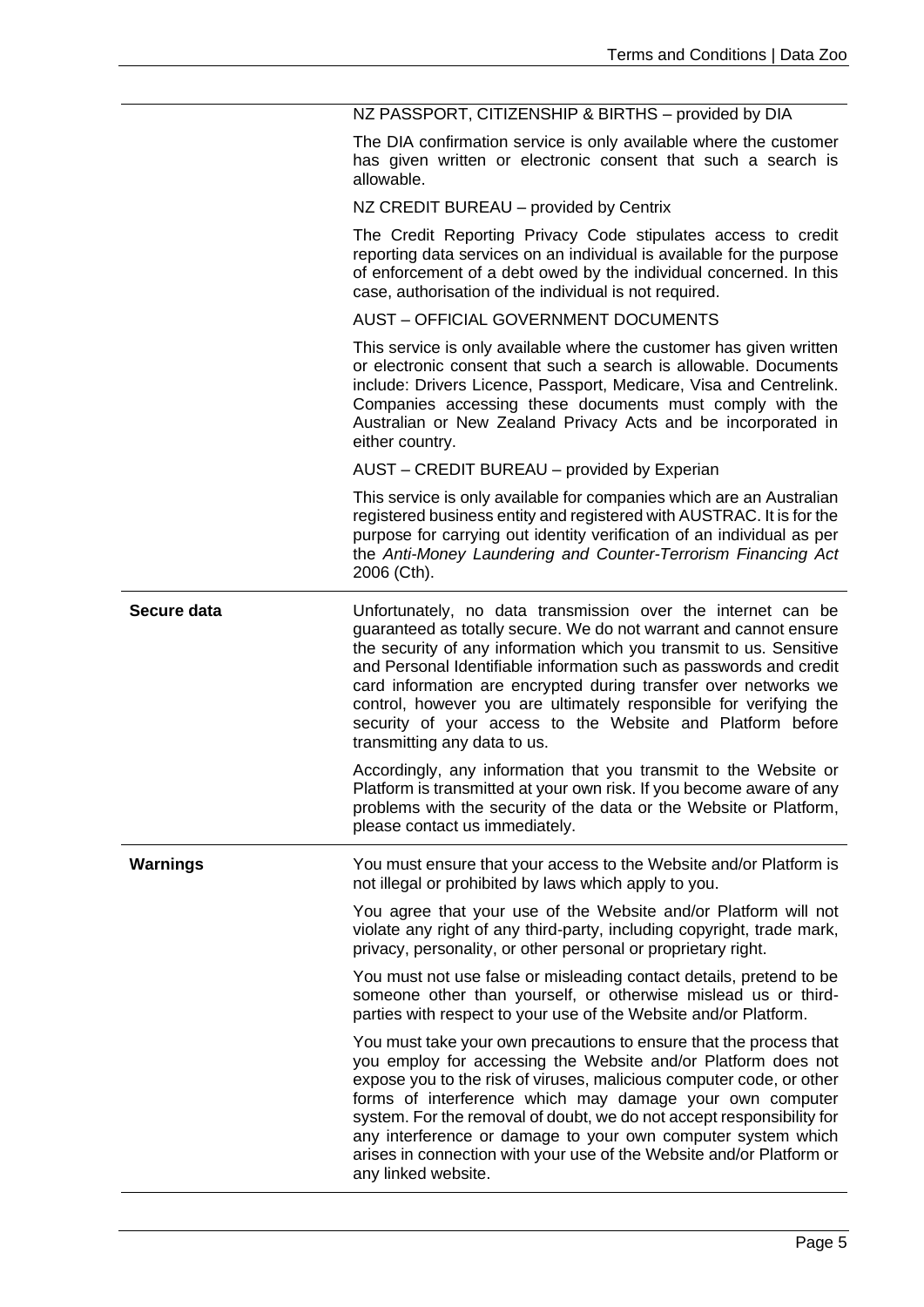| | |
|---|---|
| | NZ PASSPORT, CITIZENSHIP & BIRTHS – provided by DIA<br><br>The DIA confirmation service is only available where the customer has given written or electronic consent that such a search is allowable.<br><br>NZ CREDIT BUREAU – provided by Centrix<br><br>The Credit Reporting Privacy Code stipulates access to credit reporting data services on an individual is available for the purpose of enforcement of a debt owed by the individual concerned. In this case, authorisation of the individual is not required.<br><br>AUST – OFFICIAL GOVERNMENT DOCUMENTS<br><br>This service is only available where the customer has given written or electronic consent that such a search is allowable. Documents include: Drivers Licence, Passport, Medicare, Visa and Centrelink. Companies accessing these documents must comply with the Australian or New Zealand Privacy Acts and be incorporated in either country.<br><br>AUST – CREDIT BUREAU – provided by Experian<br><br>This service is only available for companies which are an Australian registered business entity and registered with AUSTRAC. It is for the purpose for carrying out identity verification of an individual as per the *Anti-Money Laundering and Counter-Terrorism Financing Act* 2006 (Cth). |
| **Secure data** | Unfortunately, no data transmission over the internet can be guaranteed as totally secure. We do not warrant and cannot ensure the security of any information which you transmit to us. Sensitive and Personal Identifiable information such as passwords and credit card information are encrypted during transfer over networks we control, however you are ultimately responsible for verifying the security of your access to the Website and Platform before transmitting any data to us.<br><br>Accordingly, any information that you transmit to the Website or Platform is transmitted at your own risk. If you become aware of any problems with the security of the data or the Website or Platform, please contact us immediately. |
| **Warnings** | You must ensure that your access to the Website and/or Platform is not illegal or prohibited by laws which apply to you.<br><br>You agree that your use of the Website and/or Platform will not violate any right of any third-party, including copyright, trade mark, privacy, personality, or other personal or proprietary right.<br><br>You must not use false or misleading contact details, pretend to be someone other than yourself, or otherwise mislead us or third-parties with respect to your use of the Website and/or Platform.<br><br>You must take your own precautions to ensure that the process that you employ for accessing the Website and/or Platform does not expose you to the risk of viruses, malicious computer code, or other forms of interference which may damage your own computer system. For the removal of doubt, we do not accept responsibility for any interference or damage to your own computer system which arises in connection with your use of the Website and/or Platform or any linked website. |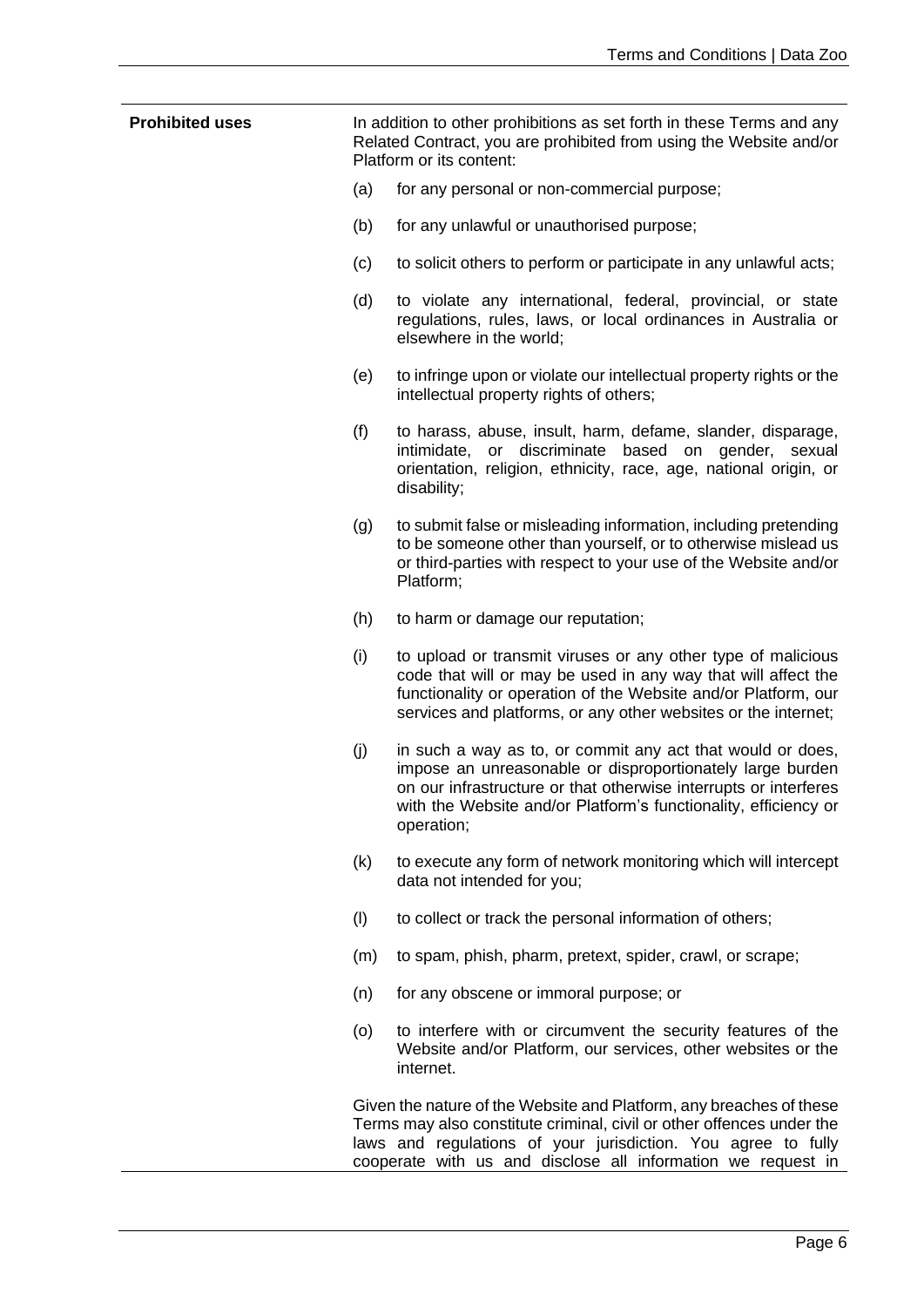**Prohibited uses**

In addition to other prohibitions as set forth in these Terms and any Related Contract, you are prohibited from using the Website and/or Platform or its content:

(a) for any personal or non-commercial purpose;

(b) for any unlawful or unauthorised purpose;

(c) to solicit others to perform or participate in any unlawful acts;

(d) to violate any international, federal, provincial, or state regulations, rules, laws, or local ordinances in Australia or elsewhere in the world;

(e) to infringe upon or violate our intellectual property rights or the intellectual property rights of others;

(f) to harass, abuse, insult, harm, defame, slander, disparage, intimidate, or discriminate based on gender, sexual orientation, religion, ethnicity, race, age, national origin, or disability;

(g) to submit false or misleading information, including pretending to be someone other than yourself, or to otherwise mislead us or third-parties with respect to your use of the Website and/or Platform;

(h) to harm or damage our reputation;

(i) to upload or transmit viruses or any other type of malicious code that will or may be used in any way that will affect the functionality or operation of the Website and/or Platform, our services and platforms, or any other websites or the internet;

(j) in such a way as to, or commit any act that would or does, impose an unreasonable or disproportionately large burden on our infrastructure or that otherwise interrupts or interferes with the Website and/or Platform's functionality, efficiency or operation;

(k) to execute any form of network monitoring which will intercept data not intended for you;

(l) to collect or track the personal information of others;

(m) to spam, phish, pharm, pretext, spider, crawl, or scrape;

(n) for any obscene or immoral purpose; or

(o) to interfere with or circumvent the security features of the Website and/or Platform, our services, other websites or the internet.

Given the nature of the Website and Platform, any breaches of these Terms may also constitute criminal, civil or other offences under the laws and regulations of your jurisdiction. You agree to fully cooperate with us and disclose all information we request in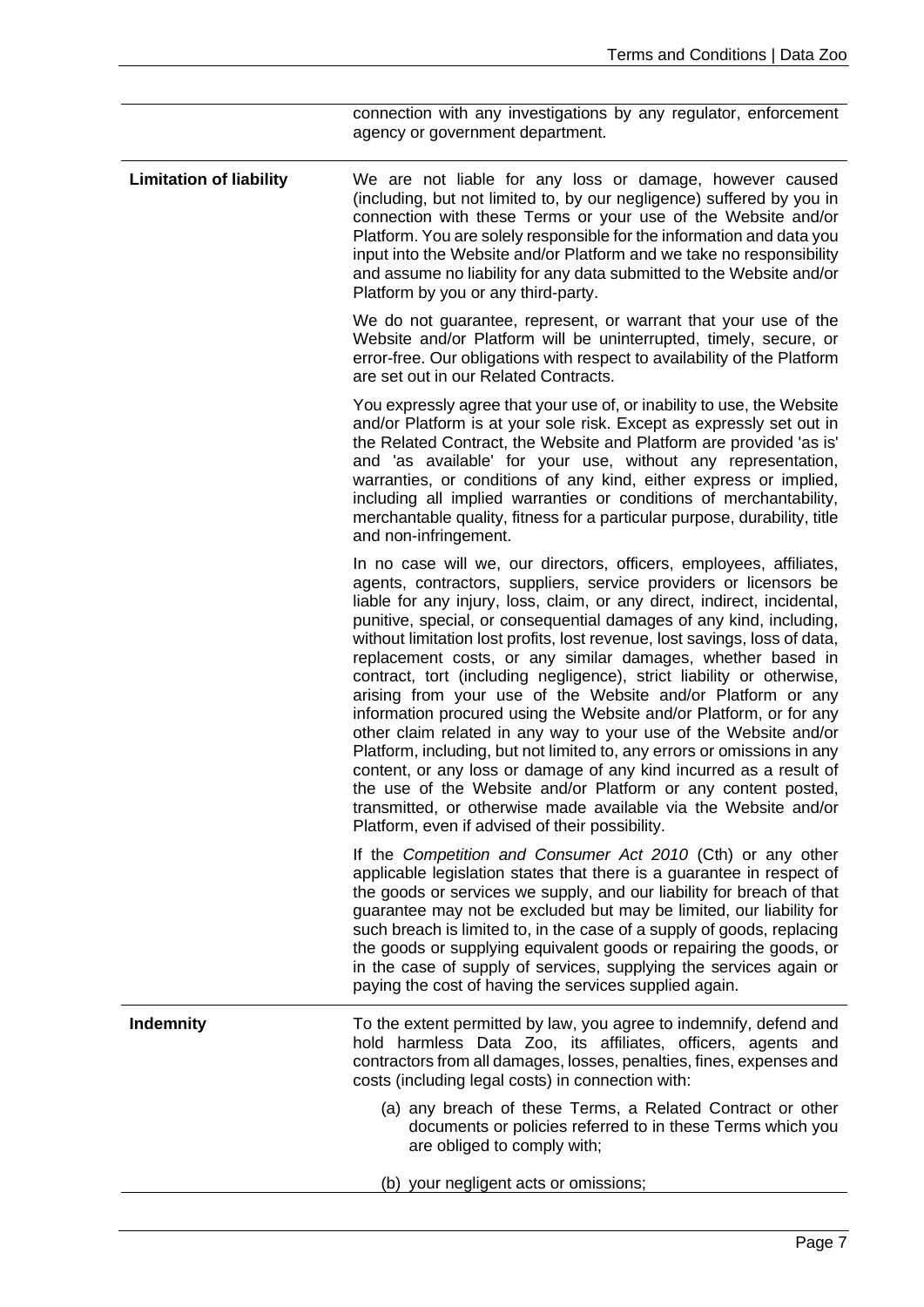connection with any investigations by any regulator, enforcement agency or government department.

**Limitation of liability**

We are not liable for any loss or damage, however caused (including, but not limited to, by our negligence) suffered by you in connection with these Terms or your use of the Website and/or Platform. You are solely responsible for the information and data you input into the Website and/or Platform and we take no responsibility and assume no liability for any data submitted to the Website and/or Platform by you or any third-party.

We do not guarantee, represent, or warrant that your use of the Website and/or Platform will be uninterrupted, timely, secure, or error-free. Our obligations with respect to availability of the Platform are set out in our Related Contracts.

You expressly agree that your use of, or inability to use, the Website and/or Platform is at your sole risk. Except as expressly set out in the Related Contract, the Website and Platform are provided 'as is' and 'as available' for your use, without any representation, warranties, or conditions of any kind, either express or implied, including all implied warranties or conditions of merchantability, merchantable quality, fitness for a particular purpose, durability, title and non-infringement.

In no case will we, our directors, officers, employees, affiliates, agents, contractors, suppliers, service providers or licensors be liable for any injury, loss, claim, or any direct, indirect, incidental, punitive, special, or consequential damages of any kind, including, without limitation lost profits, lost revenue, lost savings, loss of data, replacement costs, or any similar damages, whether based in contract, tort (including negligence), strict liability or otherwise, arising from your use of the Website and/or Platform or any information procured using the Website and/or Platform, or for any other claim related in any way to your use of the Website and/or Platform, including, but not limited to, any errors or omissions in any content, or any loss or damage of any kind incurred as a result of the use of the Website and/or Platform or any content posted, transmitted, or otherwise made available via the Website and/or Platform, even if advised of their possibility.

If the *Competition and Consumer Act 2010* (Cth) or any other applicable legislation states that there is a guarantee in respect of the goods or services we supply, and our liability for breach of that guarantee may not be excluded but may be limited, our liability for such breach is limited to, in the case of a supply of goods, replacing the goods or supplying equivalent goods or repairing the goods, or in the case of supply of services, supplying the services again or paying the cost of having the services supplied again.

**Indemnity**

To the extent permitted by law, you agree to indemnify, defend and hold harmless Data Zoo, its affiliates, officers, agents and contractors from all damages, losses, penalties, fines, expenses and costs (including legal costs) in connection with:

(a) any breach of these Terms, a Related Contract or other documents or policies referred to in these Terms which you are obliged to comply with;

(b) your negligent acts or omissions;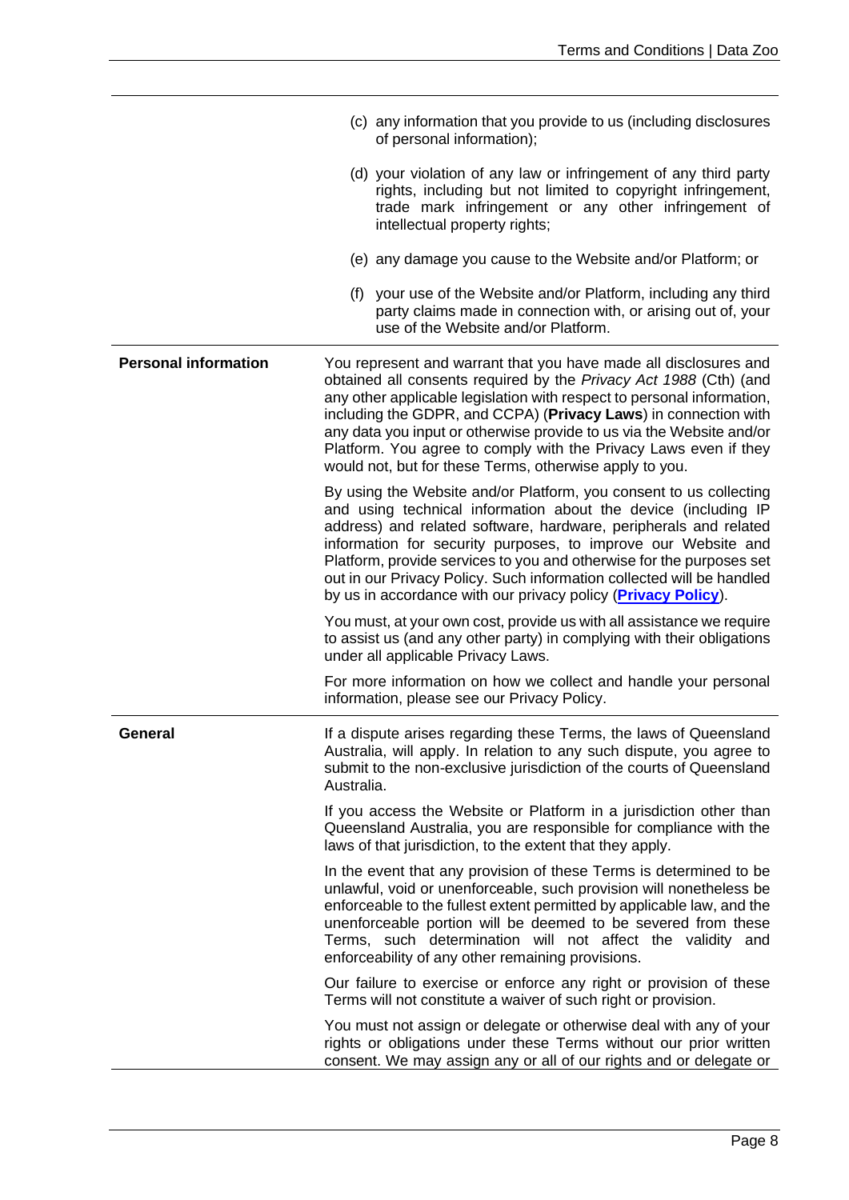| | |
|---|---|
| | (c) any information that you provide to us (including disclosures of personal information);<br><br>(d) your violation of any law or infringement of any third party rights, including but not limited to copyright infringement, trade mark infringement or any other infringement of intellectual property rights;<br><br>(e) any damage you cause to the Website and/or Platform; or<br><br>(f) your use of the Website and/or Platform, including any third party claims made in connection with, or arising out of, your use of the Website and/or Platform. |
| **Personal information** | You represent and warrant that you have made all disclosures and obtained all consents required by the *Privacy Act 1988* (Cth) (and any other applicable legislation with respect to personal information, including the GDPR, and CCPA) (**Privacy Laws**) in connection with any data you input or otherwise provide to us via the Website and/or Platform. You agree to comply with the Privacy Laws even if they would not, but for these Terms, otherwise apply to you.<br><br>By using the Website and/or Platform, you consent to us collecting and using technical information about the device (including IP address) and related software, hardware, peripherals and related information for security purposes, to improve our Website and Platform, provide services to you and otherwise for the purposes set out in our Privacy Policy. Such information collected will be handled by us in accordance with our privacy policy (**Privacy Policy**).<br><br>You must, at your own cost, provide us with all assistance we require to assist us (and any other party) in complying with their obligations under all applicable Privacy Laws.<br><br>For more information on how we collect and handle your personal information, please see our Privacy Policy. |
| **General** | If a dispute arises regarding these Terms, the laws of Queensland Australia, will apply. In relation to any such dispute, you agree to submit to the non-exclusive jurisdiction of the courts of Queensland Australia.<br><br>If you access the Website or Platform in a jurisdiction other than Queensland Australia, you are responsible for compliance with the laws of that jurisdiction, to the extent that they apply.<br><br>In the event that any provision of these Terms is determined to be unlawful, void or unenforceable, such provision will nonetheless be enforceable to the fullest extent permitted by applicable law, and the unenforceable portion will be deemed to be severed from these Terms, such determination will not affect the validity and enforceability of any other remaining provisions.<br><br>Our failure to exercise or enforce any right or provision of these Terms will not constitute a waiver of such right or provision.<br><br>You must not assign or delegate or otherwise deal with any of your rights or obligations under these Terms without our prior written consent. We may assign any or all of our rights and or delegate or |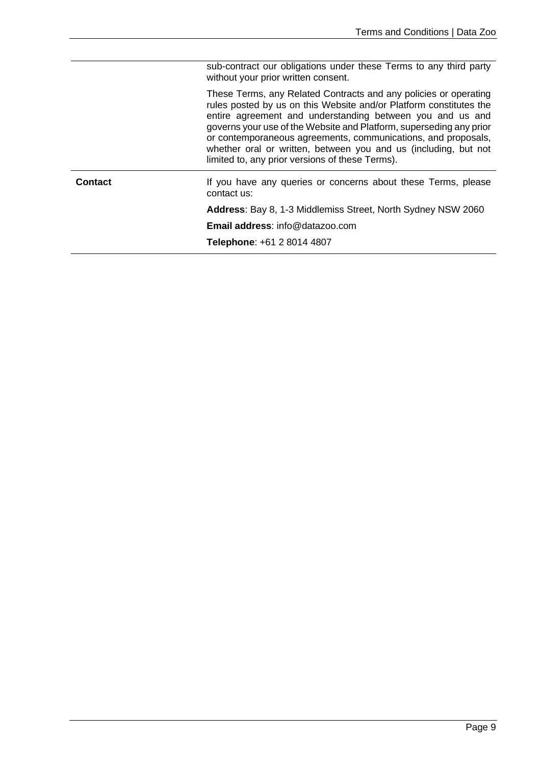| | |
|---|---|
| | sub-contract our obligations under these Terms to any third party without your prior written consent.<br><br>These Terms, any Related Contracts and any policies or operating rules posted by us on this Website and/or Platform constitutes the entire agreement and understanding between you and us and governs your use of the Website and Platform, superseding any prior or contemporaneous agreements, communications, and proposals, whether oral or written, between you and us (including, but not limited to, any prior versions of these Terms). |
| **Contact** | If you have any queries or concerns about these Terms, please contact us:<br><br>**Address**: Bay 8, 1-3 Middlemiss Street, North Sydney NSW 2060<br><br>**Email address**: info@datazoo.com<br><br>**Telephone**: +61 2 8014 4807 |